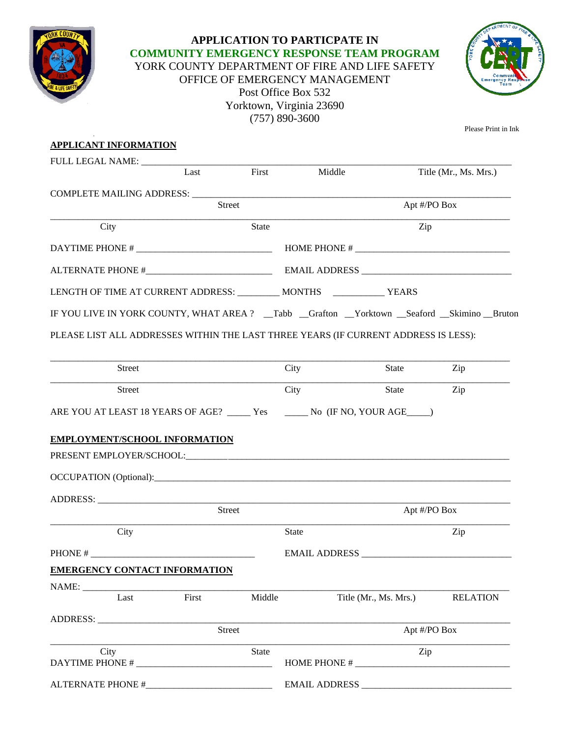# APPLICATION TO PARTICPATE IN
## COMMUNITY EMERGENCY RESPONSE TEAM PROGRAM

YORK COUNTY DEPARTMENT OF FIRE AND LIFE SAFETY
OFFICE OF EMERGENCY MANAGEMENT
Post Office Box 532
Yorktown, Virginia 23690
(757) 890-3600

Please Print in Ink

**APPLICANT INFORMATION**

FULL LEGAL NAME: ____________________________________________________________
Last First Middle Title (Mr., Ms. Mrs.)

COMPLETE MAILING ADDRESS: ____________________________________________________
Street Apt #/PO Box

______________________________________________________________________________
City State Zip

DAYTIME PHONE # ____________________________ HOME PHONE # ________________________________

ALTERNATE PHONE #__________________________ EMAIL ADDRESS _______________________________

LENGTH OF TIME AT CURRENT ADDRESS: _________ MONTHS ___________ YEARS

IF YOU LIVE IN YORK COUNTY, WHAT AREA ? __Tabb __Grafton __Yorktown __Seaford __Skimino __Bruton

PLEASE LIST ALL ADDRESSES WITHIN THE LAST THREE YEARS (IF CURRENT ADDRESS IS LESS):

______________________________________________________________________________
Street City State Zip

______________________________________________________________________________
Street City State Zip

ARE YOU AT LEAST 18 YEARS OF AGE? _____ Yes _____ No (IF NO, YOUR AGE_____)

**EMPLOYMENT/SCHOOL INFORMATION**

PRESENT EMPLOYER/SCHOOL:______________________________________________________

OCCUPATION (Optional):________________________________________________________

ADDRESS: _____________________________________________________________________
Street Apt #/PO Box

______________________________________________________________________________
City State Zip

PHONE # __________________________________ EMAIL ADDRESS _______________________________

**EMERGENCY CONTACT INFORMATION**

NAME: ________________________________________________________________________
Last First Middle Title (Mr., Ms. Mrs.) RELATION

ADDRESS: _____________________________________________________________________
Street Apt #/PO Box

______________________________________________________________________________
City State Zip

DAYTIME PHONE # ____________________________ HOME PHONE # ________________________________

ALTERNATE PHONE #__________________________ EMAIL ADDRESS _______________________________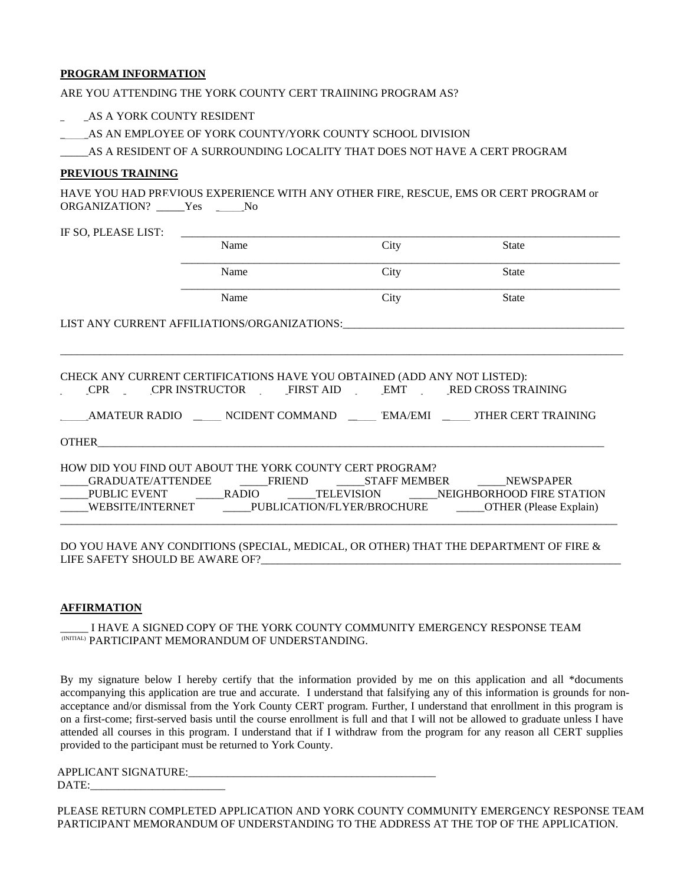**PROGRAM INFORMATION**

ARE YOU ATTENDING THE YORK COUNTY CERT TRAIINING PROGRAM AS?

_____AS A YORK COUNTY RESIDENT

_____AS AN EMPLOYEE OF YORK COUNTY/YORK COUNTY SCHOOL DIVISION

_____AS A RESIDENT OF A SURROUNDING LOCALITY THAT DOES NOT HAVE A CERT PROGRAM

**PREVIOUS TRAINING**

HAVE YOU HAD PREVIOUS EXPERIENCE WITH ANY OTHER FIRE, RESCUE, EMS OR CERT PROGRAM or ORGANIZATION? _____Yes _____No

IF SO, PLEASE LIST:

| Name | City | State |
|---|---|---|
| | | |
| Name | City | State |
| | | |
| Name | City | State |

LIST ANY CURRENT AFFILIATIONS/ORGANIZATIONS:_____________________________________________

_____________________________________________________________________________________

CHECK ANY CURRENT CERTIFICATIONS HAVE YOU OBTAINED (ADD ANY NOT LISTED):
_____CPR _____CPR INSTRUCTOR _____FIRST AID _____EMT _____RED CROSS TRAINING

_____AMATEUR RADIO _____INCIDENT COMMAND _____FEMA/EMI _____OTHER CERT TRAINING

OTHER_______________________________________________________________________________

HOW DID YOU FIND OUT ABOUT THE YORK COUNTY CERT PROGRAM?
_____GRADUATE/ATTENDEE _____FRIEND _____STAFF MEMBER _____NEWSPAPER
_____PUBLIC EVENT _____RADIO _____TELEVISION _____NEIGHBORHOOD FIRE STATION
_____WEBSITE/INTERNET _____PUBLICATION/FLYER/BROCHURE _____OTHER (Please Explain)

_____________________________________________________________________________________

DO YOU HAVE ANY CONDITIONS (SPECIAL, MEDICAL, OR OTHER) THAT THE DEPARTMENT OF FIRE & LIFE SAFETY SHOULD BE AWARE OF?__________________________________________________

**AFFIRMATION**

_____ I HAVE A SIGNED COPY OF THE YORK COUNTY COMMUNITY EMERGENCY RESPONSE TEAM
(INITIAL) PARTICIPANT MEMORANDUM OF UNDERSTANDING.

By my signature below I hereby certify that the information provided by me on this application and all *documents accompanying this application are true and accurate. I understand that falsifying any of this information is grounds for non-acceptance and/or dismissal from the York County CERT program. Further, I understand that enrollment in this program is on a first-come; first-served basis until the course enrollment is full and that I will not be allowed to graduate unless I have attended all courses in this program. I understand that if I withdraw from the program for any reason all CERT supplies provided to the participant must be returned to York County.

APPLICANT SIGNATURE:_____________________________________________
DATE:________________________

PLEASE RETURN COMPLETED APPLICATION AND YORK COUNTY COMMUNITY EMERGENCY RESPONSE TEAM PARTICIPANT MEMORANDUM OF UNDERSTANDING TO THE ADDRESS AT THE TOP OF THE APPLICATION.